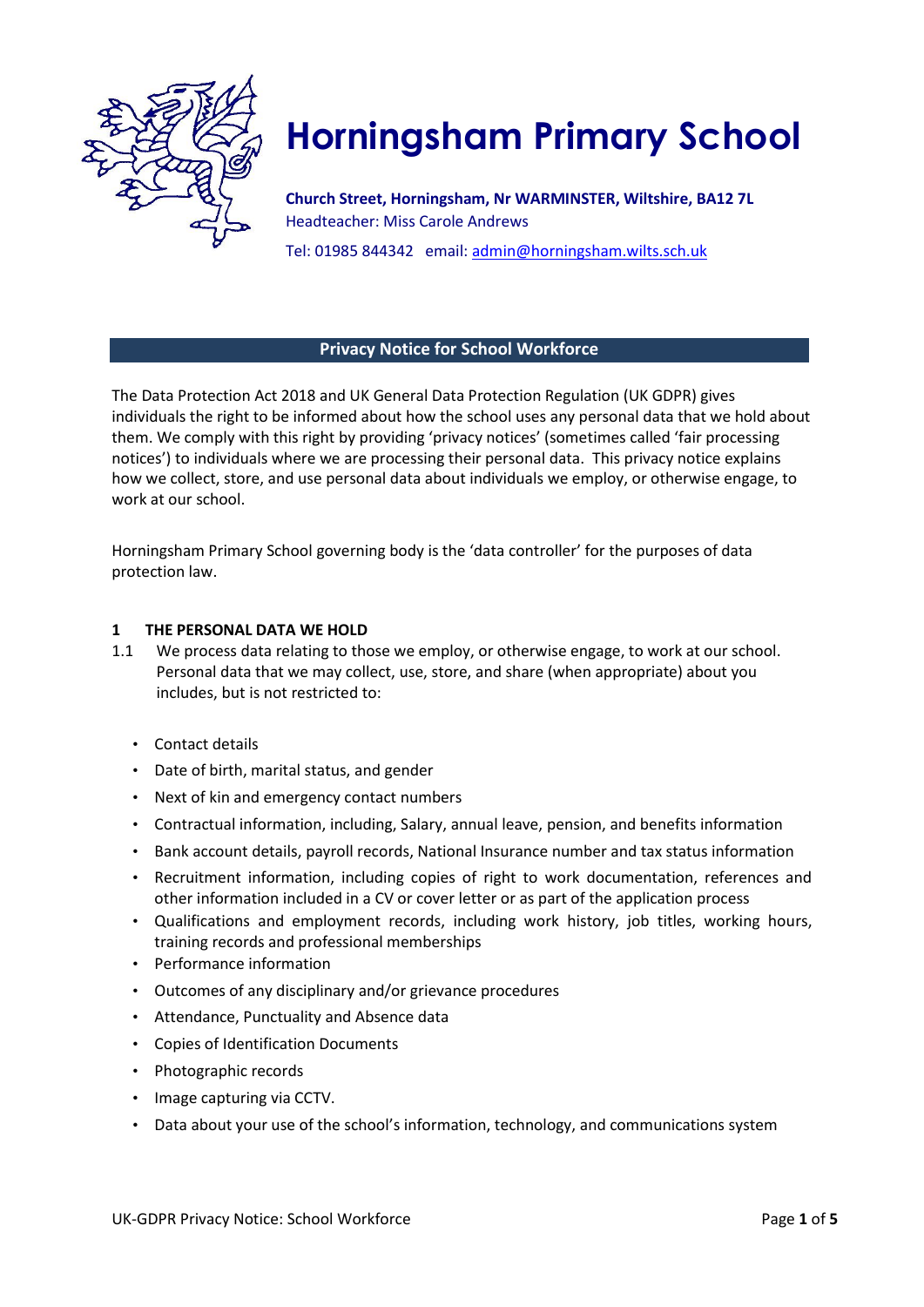# Horningsham Primary School

**Church Street, Horningsham, Nr WARMINSTER, Wiltshire, BA12 7L**
Headteacher: Miss Carole Andrews
Tel: 01985 844342 email: admin@horningsham.wilts.sch.uk

## Privacy Notice for School Workforce

The Data Protection Act 2018 and UK General Data Protection Regulation (UK GDPR) gives individuals the right to be informed about how the school uses any personal data that we hold about them. We comply with this right by providing 'privacy notices' (sometimes called 'fair processing notices') to individuals where we are processing their personal data. This privacy notice explains how we collect, store, and use personal data about individuals we employ, or otherwise engage, to work at our school.

Horningsham Primary School governing body is the 'data controller' for the purposes of data protection law.

### 1 THE PERSONAL DATA WE HOLD

1.1 We process data relating to those we employ, or otherwise engage, to work at our school. Personal data that we may collect, use, store, and share (when appropriate) about you includes, but is not restricted to:

- Contact details
- Date of birth, marital status, and gender
- Next of kin and emergency contact numbers
- Contractual information, including, Salary, annual leave, pension, and benefits information
- Bank account details, payroll records, National Insurance number and tax status information
- Recruitment information, including copies of right to work documentation, references and other information included in a CV or cover letter or as part of the application process
- Qualifications and employment records, including work history, job titles, working hours, training records and professional memberships
- Performance information
- Outcomes of any disciplinary and/or grievance procedures
- Attendance, Punctuality and Absence data
- Copies of Identification Documents
- Photographic records
- Image capturing via CCTV.
- Data about your use of the school's information, technology, and communications system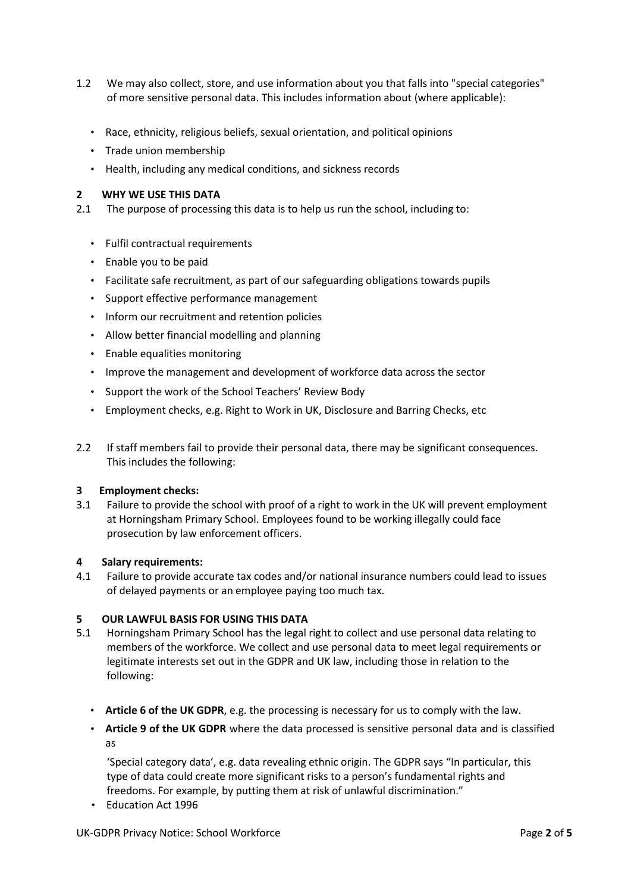1.2 We may also collect, store, and use information about you that falls into "special categories" of more sensitive personal data. This includes information about (where applicable):

- Race, ethnicity, religious beliefs, sexual orientation, and political opinions
- Trade union membership
- Health, including any medical conditions, and sickness records

## 2 WHY WE USE THIS DATA

2.1 The purpose of processing this data is to help us run the school, including to:

- Fulfil contractual requirements
- Enable you to be paid
- Facilitate safe recruitment, as part of our safeguarding obligations towards pupils
- Support effective performance management
- Inform our recruitment and retention policies
- Allow better financial modelling and planning
- Enable equalities monitoring
- Improve the management and development of workforce data across the sector
- Support the work of the School Teachers' Review Body
- Employment checks, e.g. Right to Work in UK, Disclosure and Barring Checks, etc

2.2 If staff members fail to provide their personal data, there may be significant consequences. This includes the following:

## 3 Employment checks:

3.1 Failure to provide the school with proof of a right to work in the UK will prevent employment at Horningsham Primary School. Employees found to be working illegally could face prosecution by law enforcement officers.

## 4 Salary requirements:

4.1 Failure to provide accurate tax codes and/or national insurance numbers could lead to issues of delayed payments or an employee paying too much tax.

## 5 OUR LAWFUL BASIS FOR USING THIS DATA

5.1 Horningsham Primary School has the legal right to collect and use personal data relating to members of the workforce. We collect and use personal data to meet legal requirements or legitimate interests set out in the GDPR and UK law, including those in relation to the following:

- **Article 6 of the UK GDPR**, e.g. the processing is necessary for us to comply with the law.
- **Article 9 of the UK GDPR** where the data processed is sensitive personal data and is classified as

  'Special category data', e.g. data revealing ethnic origin. The GDPR says "In particular, this type of data could create more significant risks to a person's fundamental rights and freedoms. For example, by putting them at risk of unlawful discrimination."
- Education Act 1996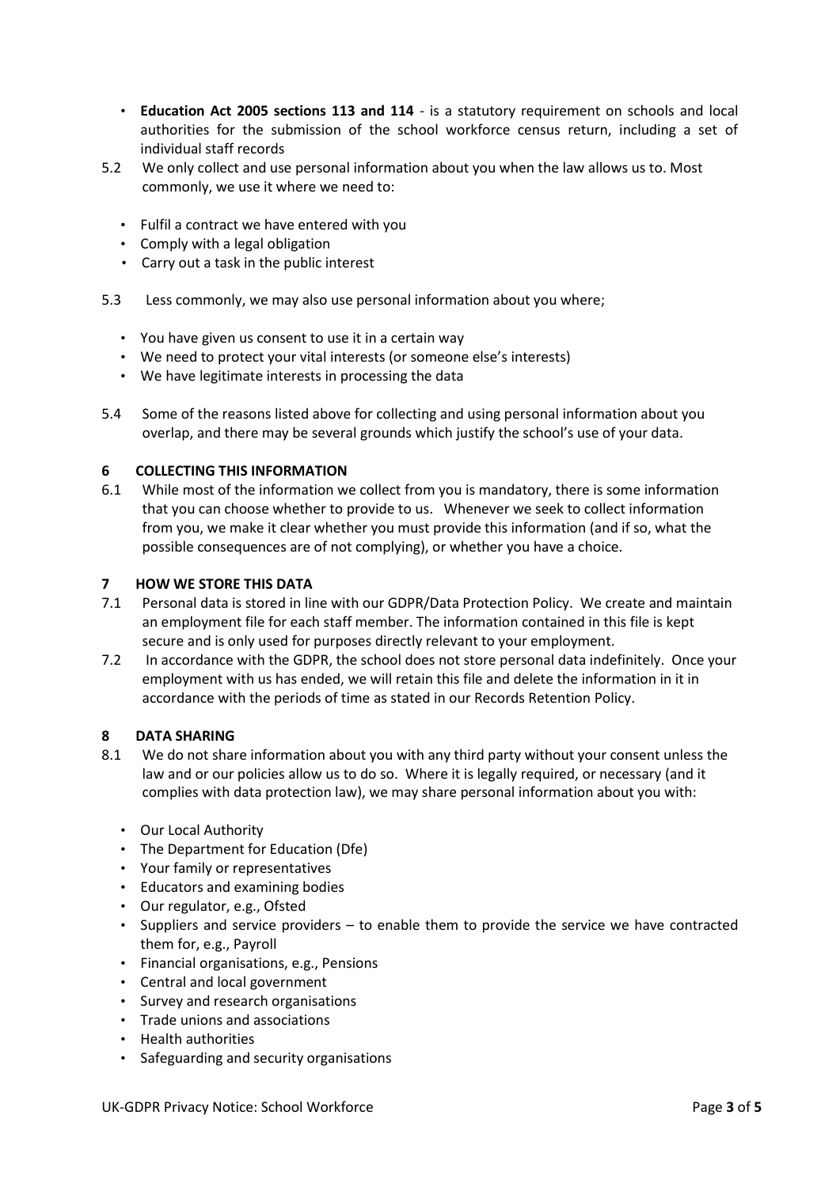- **Education Act 2005 sections 113 and 114** - is a statutory requirement on schools and local authorities for the submission of the school workforce census return, including a set of individual staff records

5.2 We only collect and use personal information about you when the law allows us to. Most commonly, we use it where we need to:

- Fulfil a contract we have entered with you
- Comply with a legal obligation
- Carry out a task in the public interest

5.3 Less commonly, we may also use personal information about you where;

- You have given us consent to use it in a certain way
- We need to protect your vital interests (or someone else's interests)
- We have legitimate interests in processing the data

5.4 Some of the reasons listed above for collecting and using personal information about you overlap, and there may be several grounds which justify the school's use of your data.

## 6 COLLECTING THIS INFORMATION

6.1 While most of the information we collect from you is mandatory, there is some information that you can choose whether to provide to us. Whenever we seek to collect information from you, we make it clear whether you must provide this information (and if so, what the possible consequences are of not complying), or whether you have a choice.

## 7 HOW WE STORE THIS DATA

7.1 Personal data is stored in line with our GDPR/Data Protection Policy. We create and maintain an employment file for each staff member. The information contained in this file is kept secure and is only used for purposes directly relevant to your employment.

7.2 In accordance with the GDPR, the school does not store personal data indefinitely. Once your employment with us has ended, we will retain this file and delete the information in it in accordance with the periods of time as stated in our Records Retention Policy.

## 8 DATA SHARING

8.1 We do not share information about you with any third party without your consent unless the law and or our policies allow us to do so. Where it is legally required, or necessary (and it complies with data protection law), we may share personal information about you with:

- Our Local Authority
- The Department for Education (Dfe)
- Your family or representatives
- Educators and examining bodies
- Our regulator, e.g., Ofsted
- Suppliers and service providers – to enable them to provide the service we have contracted them for, e.g., Payroll
- Financial organisations, e.g., Pensions
- Central and local government
- Survey and research organisations
- Trade unions and associations
- Health authorities
- Safeguarding and security organisations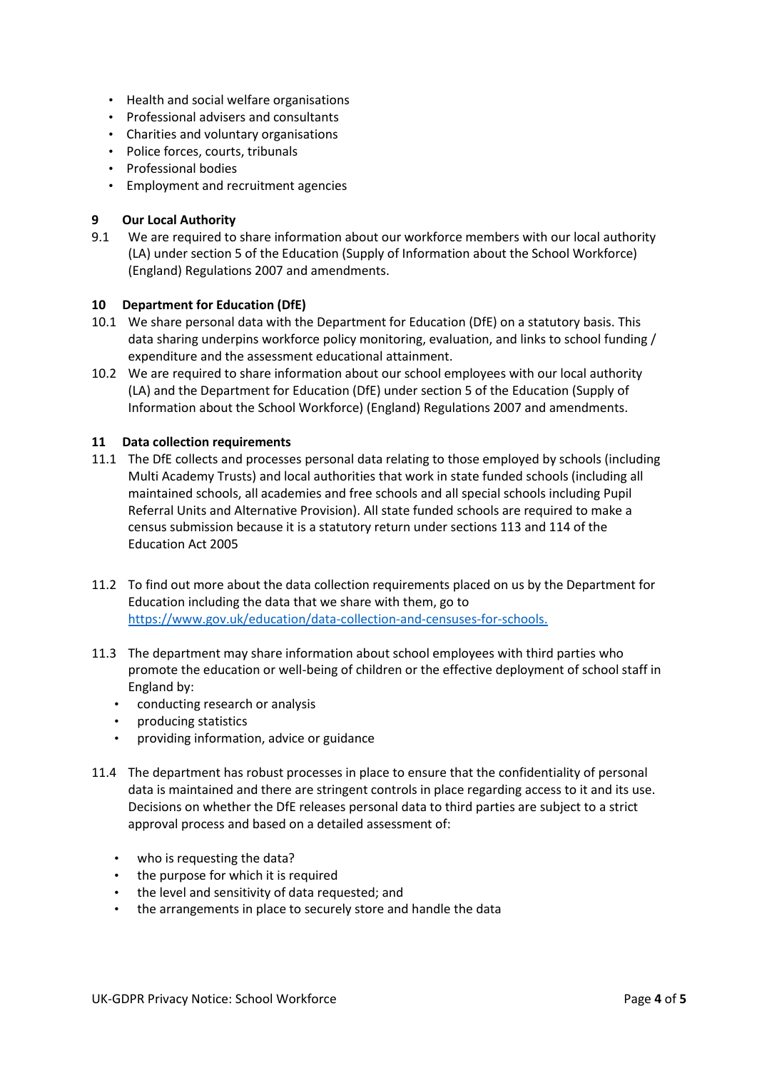- Health and social welfare organisations
- Professional advisers and consultants
- Charities and voluntary organisations
- Police forces, courts, tribunals
- Professional bodies
- Employment and recruitment agencies

## 9 Our Local Authority

9.1 We are required to share information about our workforce members with our local authority (LA) under section 5 of the Education (Supply of Information about the School Workforce) (England) Regulations 2007 and amendments.

## 10 Department for Education (DfE)

10.1 We share personal data with the Department for Education (DfE) on a statutory basis. This data sharing underpins workforce policy monitoring, evaluation, and links to school funding / expenditure and the assessment educational attainment.

10.2 We are required to share information about our school employees with our local authority (LA) and the Department for Education (DfE) under section 5 of the Education (Supply of Information about the School Workforce) (England) Regulations 2007 and amendments.

## 11 Data collection requirements

11.1 The DfE collects and processes personal data relating to those employed by schools (including Multi Academy Trusts) and local authorities that work in state funded schools (including all maintained schools, all academies and free schools and all special schools including Pupil Referral Units and Alternative Provision). All state funded schools are required to make a census submission because it is a statutory return under sections 113 and 114 of the Education Act 2005

11.2 To find out more about the data collection requirements placed on us by the Department for Education including the data that we share with them, go to [https://www.gov.uk/education/data-collection-and-censuses-for-schools.](https://www.gov.uk/education/data-collection-and-censuses-for-schools)

11.3 The department may share information about school employees with third parties who promote the education or well-being of children or the effective deployment of school staff in England by:

- conducting research or analysis
- producing statistics
- providing information, advice or guidance

11.4 The department has robust processes in place to ensure that the confidentiality of personal data is maintained and there are stringent controls in place regarding access to it and its use. Decisions on whether the DfE releases personal data to third parties are subject to a strict approval process and based on a detailed assessment of:

- who is requesting the data?
- the purpose for which it is required
- the level and sensitivity of data requested; and
- the arrangements in place to securely store and handle the data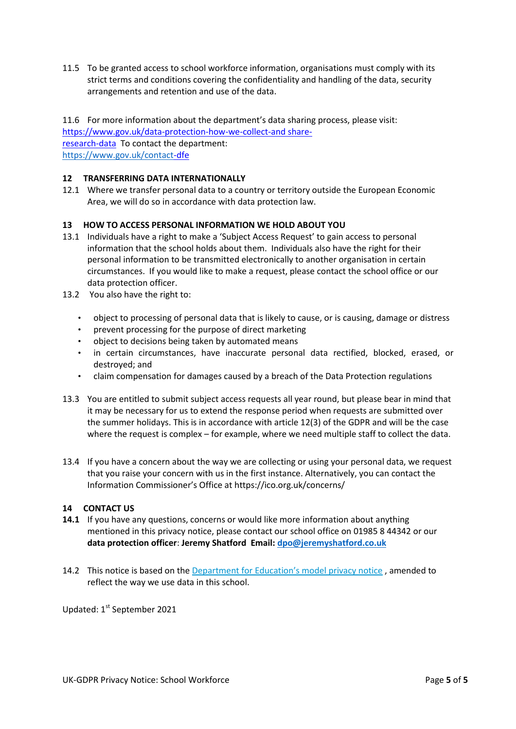11.5 To be granted access to school workforce information, organisations must comply with its strict terms and conditions covering the confidentiality and handling of the data, security arrangements and retention and use of the data.

11.6 For more information about the department's data sharing process, please visit: https://www.gov.uk/data-protection-how-we-collect-and-share-research-data To contact the department: https://www.gov.uk/contact-dfe

**12 TRANSFERRING DATA INTERNATIONALLY**

12.1 Where we transfer personal data to a country or territory outside the European Economic Area, we will do so in accordance with data protection law.

**13 HOW TO ACCESS PERSONAL INFORMATION WE HOLD ABOUT YOU**

13.1 Individuals have a right to make a 'Subject Access Request' to gain access to personal information that the school holds about them. Individuals also have the right for their personal information to be transmitted electronically to another organisation in certain circumstances. If you would like to make a request, please contact the school office or our data protection officer.

13.2 You also have the right to:

- object to processing of personal data that is likely to cause, or is causing, damage or distress
- prevent processing for the purpose of direct marketing
- object to decisions being taken by automated means
- in certain circumstances, have inaccurate personal data rectified, blocked, erased, or destroyed; and
- claim compensation for damages caused by a breach of the Data Protection regulations

13.3 You are entitled to submit subject access requests all year round, but please bear in mind that it may be necessary for us to extend the response period when requests are submitted over the summer holidays. This is in accordance with article 12(3) of the GDPR and will be the case where the request is complex – for example, where we need multiple staff to collect the data.

13.4 If you have a concern about the way we are collecting or using your personal data, we request that you raise your concern with us in the first instance. Alternatively, you can contact the Information Commissioner's Office at https://ico.org.uk/concerns/

**14 CONTACT US**

**14.1** If you have any questions, concerns or would like more information about anything mentioned in this privacy notice, please contact our school office on 01985 8 44342 or our **data protection officer**: **Jeremy Shatford Email: dpo@jeremyshatford.co.uk**

14.2 This notice is based on the Department for Education's model privacy notice , amended to reflect the way we use data in this school.

Updated: 1st September 2021